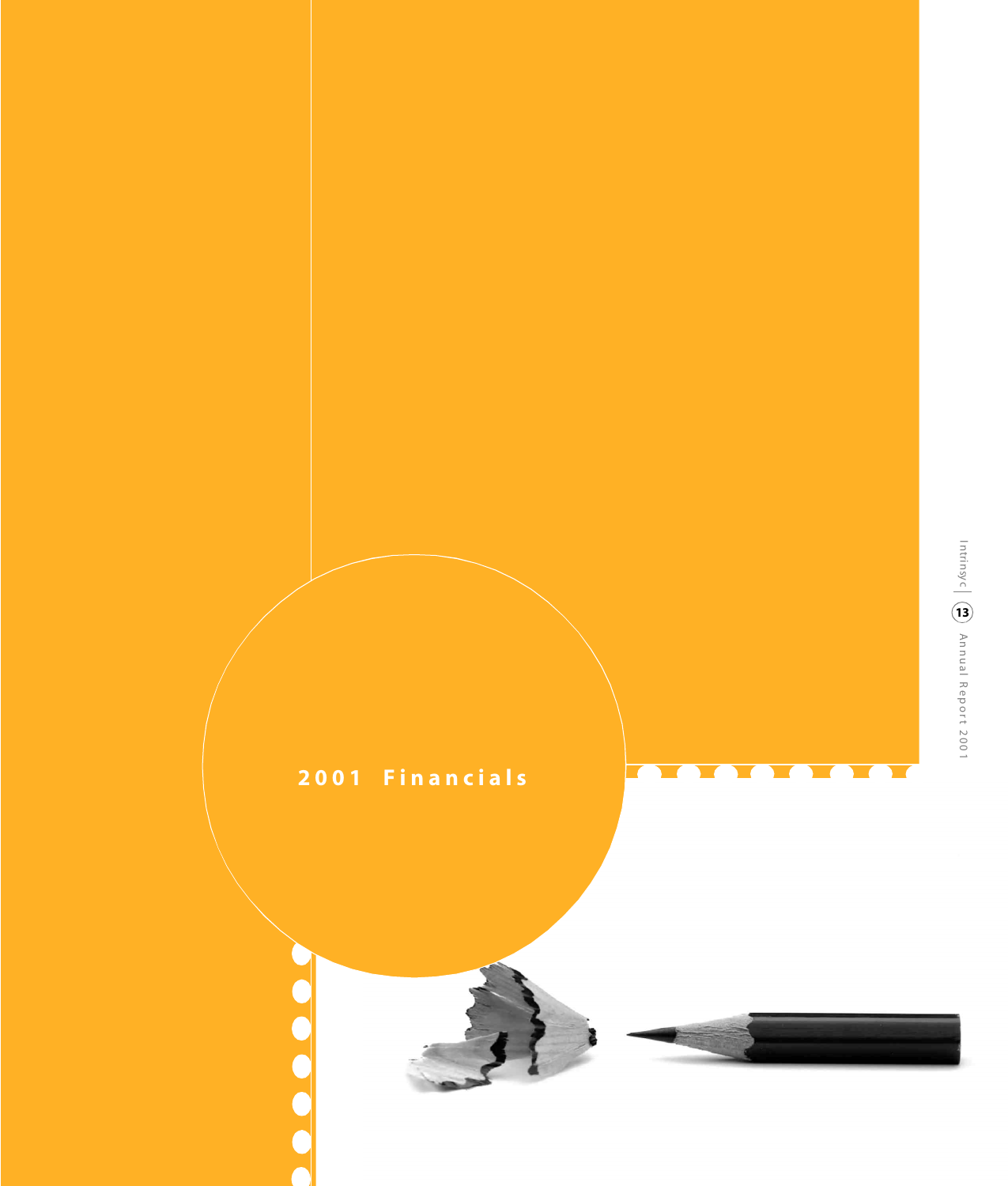# 2001 Financials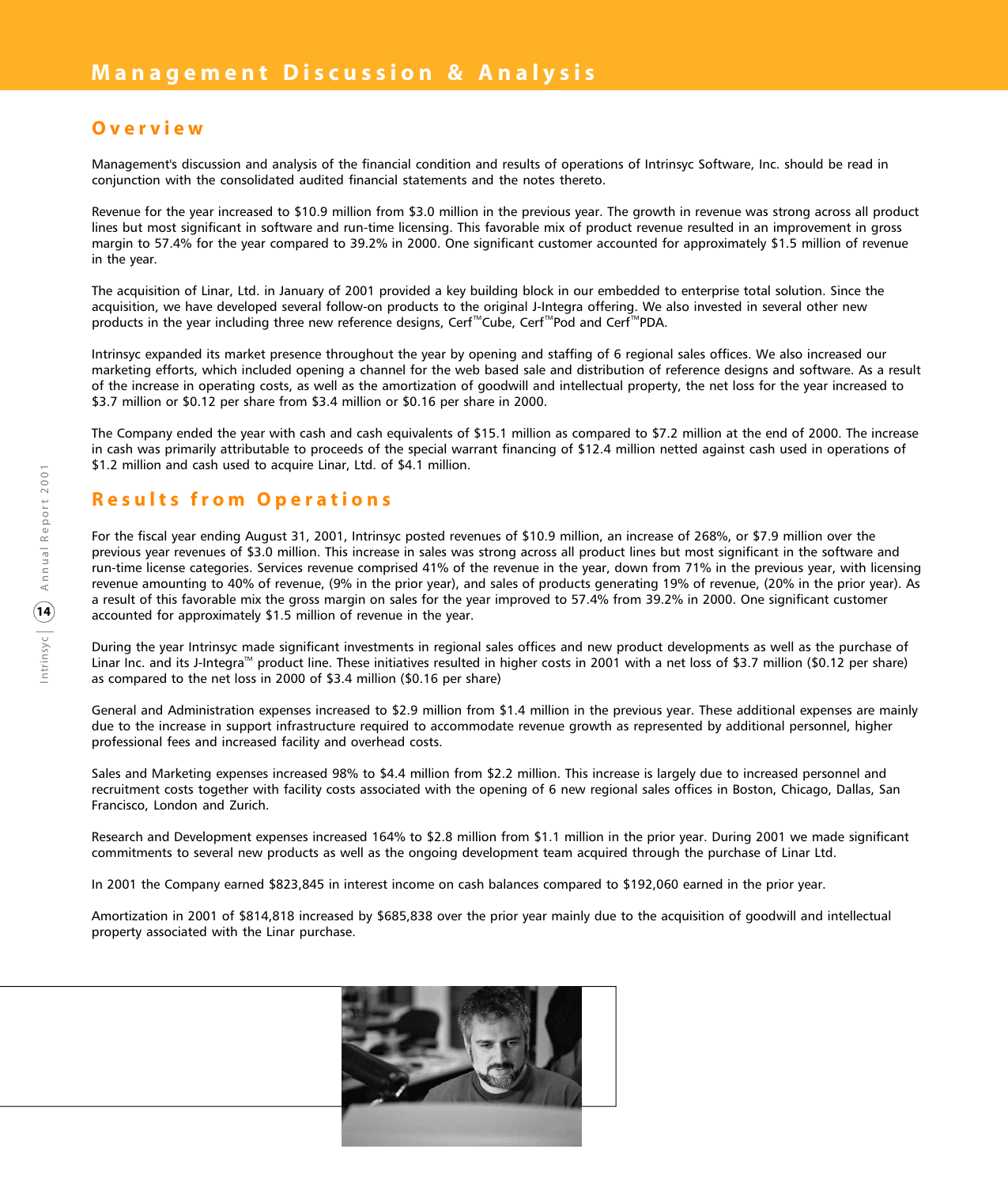# Management Discussion & Analysis

## Overview

Management's discussion and analysis of the financial condition and results of operations of Intrinsyc Software, Inc. should be read in conjunction with the consolidated audited financial statements and the notes thereto.

Revenue for the year increased to $10.9 million from $3.0 million in the previous year. The growth in revenue was strong across all product lines but most significant in software and run-time licensing. This favorable mix of product revenue resulted in an improvement in gross margin to 57.4% for the year compared to 39.2% in 2000. One significant customer accounted for approximately $1.5 million of revenue in the year.

The acquisition of Linar, Ltd. in January of 2001 provided a key building block in our embedded to enterprise total solution. Since the acquisition, we have developed several follow-on products to the original J-Integra offering. We also invested in several other new products in the year including three new reference designs, Cerf™Cube, Cerf™Pod and Cerf™PDA.

Intrinsyc expanded its market presence throughout the year by opening and staffing of 6 regional sales offices. We also increased our marketing efforts, which included opening a channel for the web based sale and distribution of reference designs and software. As a result of the increase in operating costs, as well as the amortization of goodwill and intellectual property, the net loss for the year increased to $3.7 million or $0.12 per share from $3.4 million or $0.16 per share in 2000.

The Company ended the year with cash and cash equivalents of $15.1 million as compared to $7.2 million at the end of 2000. The increase in cash was primarily attributable to proceeds of the special warrant financing of $12.4 million netted against cash used in operations of $1.2 million and cash used to acquire Linar, Ltd. of $4.1 million.

## Results from Operations

For the fiscal year ending August 31, 2001, Intrinsyc posted revenues of $10.9 million, an increase of 268%, or $7.9 million over the previous year revenues of $3.0 million. This increase in sales was strong across all product lines but most significant in the software and run-time license categories. Services revenue comprised 41% of the revenue in the year, down from 71% in the previous year, with licensing revenue amounting to 40% of revenue, (9% in the prior year), and sales of products generating 19% of revenue, (20% in the prior year). As a result of this favorable mix the gross margin on sales for the year improved to 57.4% from 39.2% in 2000. One significant customer accounted for approximately $1.5 million of revenue in the year.

During the year Intrinsyc made significant investments in regional sales offices and new product developments as well as the purchase of Linar Inc. and its J-Integra™ product line. These initiatives resulted in higher costs in 2001 with a net loss of $3.7 million ($0.12 per share) as compared to the net loss in 2000 of $3.4 million ($0.16 per share)

General and Administration expenses increased to $2.9 million from $1.4 million in the previous year. These additional expenses are mainly due to the increase in support infrastructure required to accommodate revenue growth as represented by additional personnel, higher professional fees and increased facility and overhead costs.

Sales and Marketing expenses increased 98% to $4.4 million from $2.2 million. This increase is largely due to increased personnel and recruitment costs together with facility costs associated with the opening of 6 new regional sales offices in Boston, Chicago, Dallas, San Francisco, London and Zurich.

Research and Development expenses increased 164% to $2.8 million from $1.1 million in the prior year. During 2001 we made significant commitments to several new products as well as the ongoing development team acquired through the purchase of Linar Ltd.

In 2001 the Company earned $823,845 in interest income on cash balances compared to $192,060 earned in the prior year.

Amortization in 2001 of $814,818 increased by $685,838 over the prior year mainly due to the acquisition of goodwill and intellectual property associated with the Linar purchase.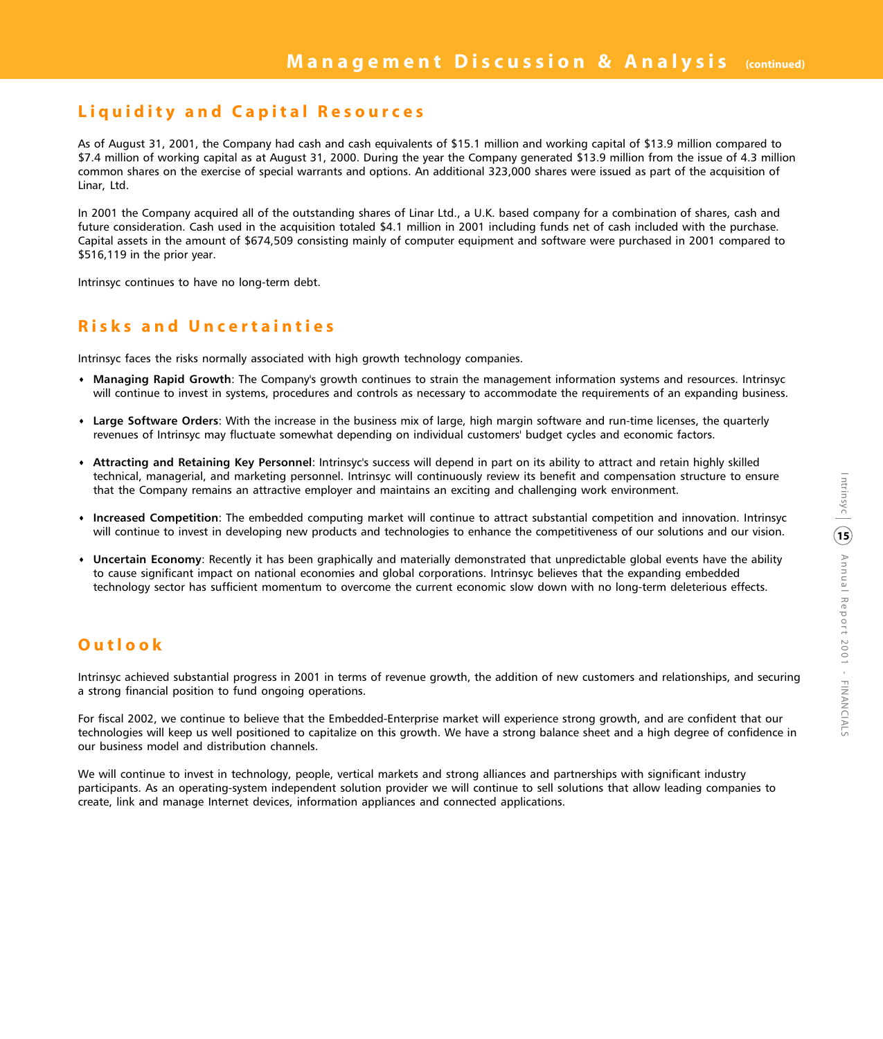## Liquidity and Capital Resources

As of August 31, 2001, the Company had cash and cash equivalents of $15.1 million and working capital of $13.9 million compared to $7.4 million of working capital as at August 31, 2000. During the year the Company generated $13.9 million from the issue of 4.3 million common shares on the exercise of special warrants and options. An additional 323,000 shares were issued as part of the acquisition of Linar, Ltd.

In 2001 the Company acquired all of the outstanding shares of Linar Ltd., a U.K. based company for a combination of shares, cash and future consideration. Cash used in the acquisition totaled $4.1 million in 2001 including funds net of cash included with the purchase. Capital assets in the amount of $674,509 consisting mainly of computer equipment and software were purchased in 2001 compared to $516,119 in the prior year.

Intrinsyc continues to have no long-term debt.

## Risks and Uncertainties

Intrinsyc faces the risks normally associated with high growth technology companies.

- **Managing Rapid Growth**: The Company's growth continues to strain the management information systems and resources. Intrinsyc will continue to invest in systems, procedures and controls as necessary to accommodate the requirements of an expanding business.
- **Large Software Orders**: With the increase in the business mix of large, high margin software and run-time licenses, the quarterly revenues of Intrinsyc may fluctuate somewhat depending on individual customers' budget cycles and economic factors.
- **Attracting and Retaining Key Personnel**: Intrinsyc's success will depend in part on its ability to attract and retain highly skilled technical, managerial, and marketing personnel. Intrinsyc will continuously review its benefit and compensation structure to ensure that the Company remains an attractive employer and maintains an exciting and challenging work environment.
- **Increased Competition**: The embedded computing market will continue to attract substantial competition and innovation. Intrinsyc will continue to invest in developing new products and technologies to enhance the competitiveness of our solutions and our vision.
- **Uncertain Economy**: Recently it has been graphically and materially demonstrated that unpredictable global events have the ability to cause significant impact on national economies and global corporations. Intrinsyc believes that the expanding embedded technology sector has sufficient momentum to overcome the current economic slow down with no long-term deleterious effects.

## Outlook

Intrinsyc achieved substantial progress in 2001 in terms of revenue growth, the addition of new customers and relationships, and securing a strong financial position to fund ongoing operations.

For fiscal 2002, we continue to believe that the Embedded-Enterprise market will experience strong growth, and are confident that our technologies will keep us well positioned to capitalize on this growth. We have a strong balance sheet and a high degree of confidence in our business model and distribution channels.

We will continue to invest in technology, people, vertical markets and strong alliances and partnerships with significant industry participants. As an operating-system independent solution provider we will continue to sell solutions that allow leading companies to create, link and manage Internet devices, information appliances and connected applications.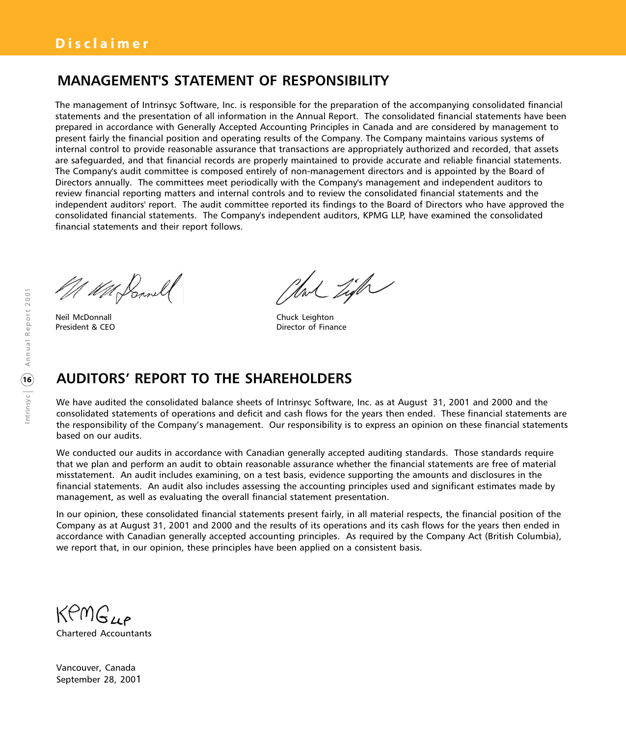# Disclaimer

## MANAGEMENT'S STATEMENT OF RESPONSIBILITY

The management of Intrinsyc Software, Inc. is responsible for the preparation of the accompanying consolidated financial statements and the presentation of all information in the Annual Report. The consolidated financial statements have been prepared in accordance with Generally Accepted Accounting Principles in Canada and are considered by management to present fairly the financial position and operating results of the Company. The Company maintains various systems of internal control to provide reasonable assurance that transactions are appropriately authorized and recorded, that assets are safeguarded, and that financial records are properly maintained to provide accurate and reliable financial statements. The Company's audit committee is composed entirely of non-management directors and is appointed by the Board of Directors annually. The committees meet periodically with the Company's management and independent auditors to review financial reporting matters and internal controls and to review the consolidated financial statements and the independent auditors' report. The audit committee reported its findings to the Board of Directors who have approved the consolidated financial statements. The Company's independent auditors, KPMG LLP, have examined the consolidated financial statements and their report follows.

Neil McDonnall
President & CEO

Chuck Leighton
Director of Finance

## AUDITORS' REPORT TO THE SHAREHOLDERS

We have audited the consolidated balance sheets of Intrinsyc Software, Inc. as at August 31, 2001 and 2000 and the consolidated statements of operations and deficit and cash flows for the years then ended. These financial statements are the responsibility of the Company's management. Our responsibility is to express an opinion on these financial statements based on our audits.

We conducted our audits in accordance with Canadian generally accepted auditing standards. Those standards require that we plan and perform an audit to obtain reasonable assurance whether the financial statements are free of material misstatement. An audit includes examining, on a test basis, evidence supporting the amounts and disclosures in the financial statements. An audit also includes assessing the accounting principles used and significant estimates made by management, as well as evaluating the overall financial statement presentation.

In our opinion, these consolidated financial statements present fairly, in all material respects, the financial position of the Company as at August 31, 2001 and 2000 and the results of its operations and its cash flows for the years then ended in accordance with Canadian generally accepted accounting principles. As required by the Company Act (British Columbia), we report that, in our opinion, these principles have been applied on a consistent basis.

KPMG LLP
Chartered Accountants

Vancouver, Canada
September 28, 2001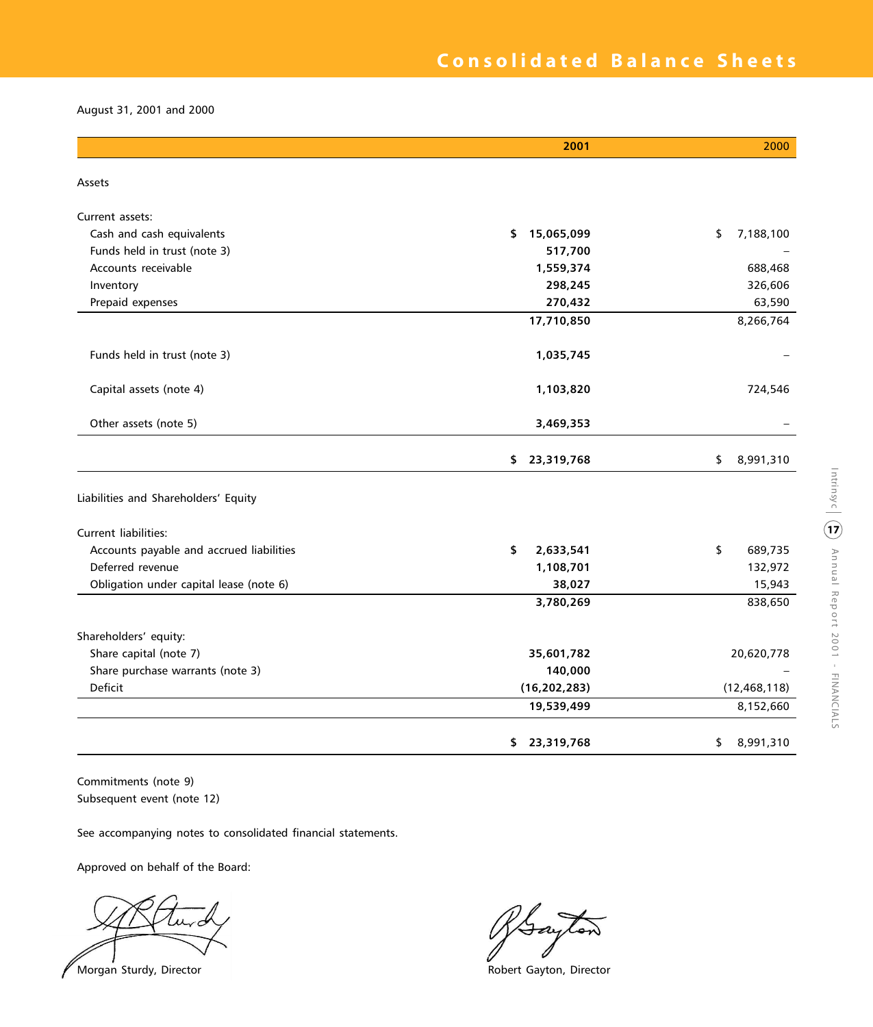# Consolidated Balance Sheets

August 31, 2001 and 2000

| | 2001 | 2000 |
|---|---|---|
| **Assets** | | |
| Current assets: | | |
| Cash and cash equivalents | $ 15,065,099 | $ 7,188,100 |
| Funds held in trust (note 3) | 517,700 | – |
| Accounts receivable | 1,559,374 | 688,468 |
| Inventory | 298,245 | 326,606 |
| Prepaid expenses | 270,432 | 63,590 |
| | 17,710,850 | 8,266,764 |
| Funds held in trust (note 3) | 1,035,745 | – |
| Capital assets (note 4) | 1,103,820 | 724,546 |
| Other assets (note 5) | 3,469,353 | – |
| | $ 23,319,768 | $ 8,991,310 |
| **Liabilities and Shareholders' Equity** | | |
| Current liabilities: | | |
| Accounts payable and accrued liabilities | $ 2,633,541 | $ 689,735 |
| Deferred revenue | 1,108,701 | 132,972 |
| Obligation under capital lease (note 6) | 38,027 | 15,943 |
| | 3,780,269 | 838,650 |
| Shareholders' equity: | | |
| Share capital (note 7) | 35,601,782 | 20,620,778 |
| Share purchase warrants (note 3) | 140,000 | – |
| Deficit | (16,202,283) | (12,468,118) |
| | 19,539,499 | 8,152,660 |
| | $ 23,319,768 | $ 8,991,310 |

Commitments (note 9)

Subsequent event (note 12)

See accompanying notes to consolidated financial statements.

Approved on behalf of the Board:

Morgan Sturdy, Director

Robert Gayton, Director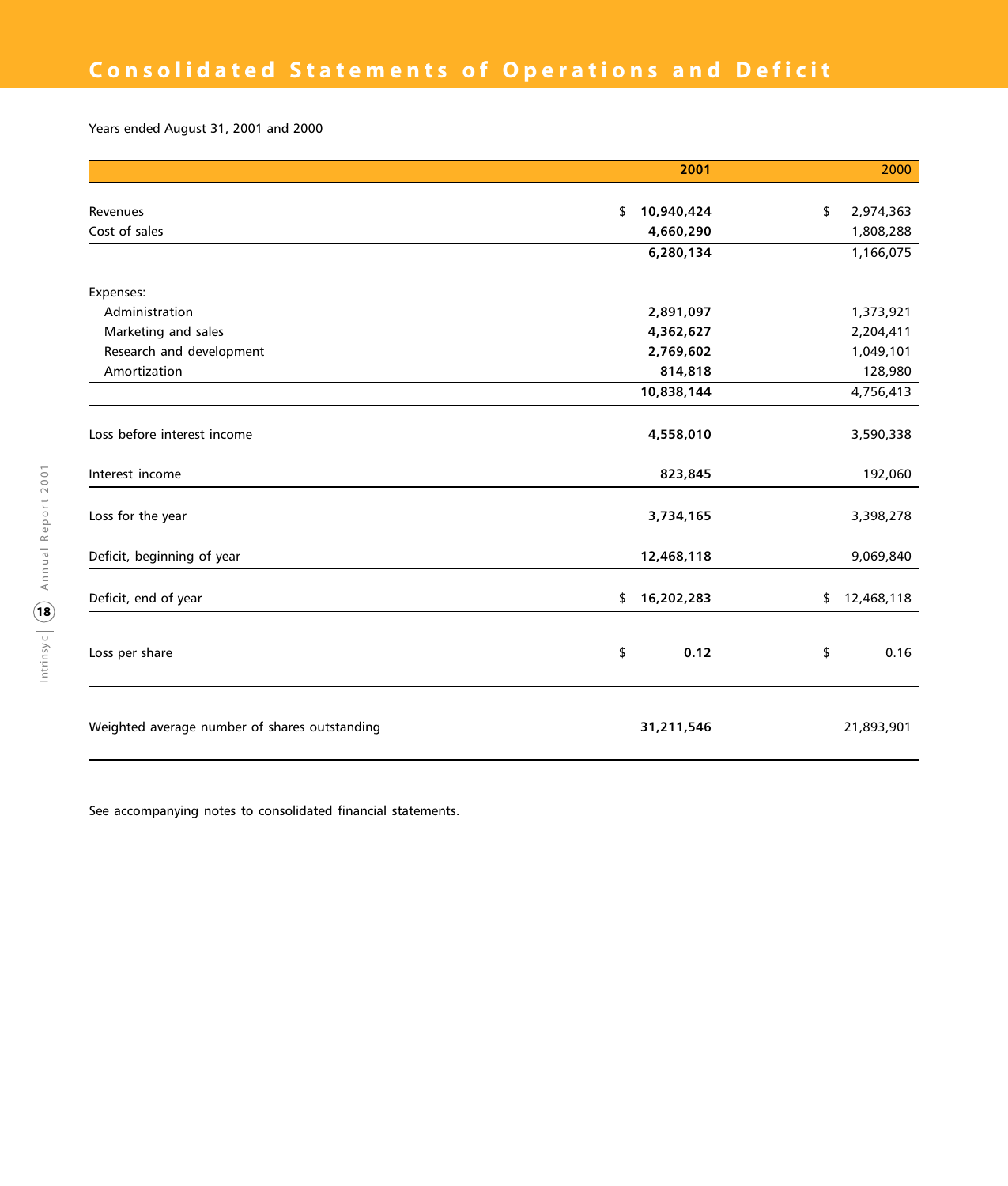# Consolidated Statements of Operations and Deficit

Years ended August 31, 2001 and 2000

| | 2001 | 2000 |
|---|---|---|
| Revenues | $ 10,940,424 | $ 2,974,363 |
| Cost of sales | 4,660,290 | 1,808,288 |
| | 6,280,134 | 1,166,075 |
| Expenses: | | |
| Administration | 2,891,097 | 1,373,921 |
| Marketing and sales | 4,362,627 | 2,204,411 |
| Research and development | 2,769,602 | 1,049,101 |
| Amortization | 814,818 | 128,980 |
| | 10,838,144 | 4,756,413 |
| Loss before interest income | 4,558,010 | 3,590,338 |
| Interest income | 823,845 | 192,060 |
| Loss for the year | 3,734,165 | 3,398,278 |
| Deficit, beginning of year | 12,468,118 | 9,069,840 |
| Deficit, end of year | $ 16,202,283 | $ 12,468,118 |
| Loss per share | $ 0.12 | $ 0.16 |
| Weighted average number of shares outstanding | 31,211,546 | 21,893,901 |

See accompanying notes to consolidated financial statements.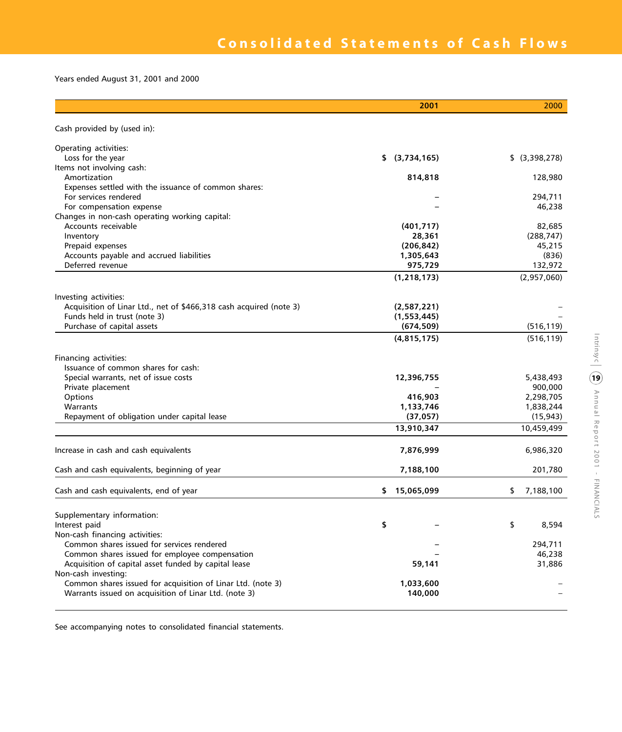# Consolidated Statements of Cash Flows

Years ended August 31, 2001 and 2000

| | 2001 | 2000 |
|---|---|---|
| Cash provided by (used in): | | |
| Operating activities: | | |
| Loss for the year | $ (3,734,165) | $ (3,398,278) |
| Items not involving cash: | | |
| Amortization | 814,818 | 128,980 |
| Expenses settled with the issuance of common shares: | | |
| For services rendered | – | 294,711 |
| For compensation expense | – | 46,238 |
| Changes in non-cash operating working capital: | | |
| Accounts receivable | (401,717) | 82,685 |
| Inventory | 28,361 | (288,747) |
| Prepaid expenses | (206,842) | 45,215 |
| Accounts payable and accrued liabilities | 1,305,643 | (836) |
| Deferred revenue | 975,729 | 132,972 |
| | (1,218,173) | (2,957,060) |
| Investing activities: | | |
| Acquisition of Linar Ltd., net of $466,318 cash acquired (note 3) | (2,587,221) | – |
| Funds held in trust (note 3) | (1,553,445) | – |
| Purchase of capital assets | (674,509) | (516,119) |
| | (4,815,175) | (516,119) |
| Financing activities: | | |
| Issuance of common shares for cash: | | |
| Special warrants, net of issue costs | 12,396,755 | 5,438,493 |
| Private placement | – | 900,000 |
| Options | 416,903 | 2,298,705 |
| Warrants | 1,133,746 | 1,838,244 |
| Repayment of obligation under capital lease | (37,057) | (15,943) |
| | 13,910,347 | 10,459,499 |
| Increase in cash and cash equivalents | 7,876,999 | 6,986,320 |
| Cash and cash equivalents, beginning of year | 7,188,100 | 201,780 |
| Cash and cash equivalents, end of year | $ 15,065,099 | $ 7,188,100 |
| Supplementary information: | | |
| Interest paid | $ – | $ 8,594 |
| Non-cash financing activities: | | |
| Common shares issued for services rendered | – | 294,711 |
| Common shares issued for employee compensation | – | 46,238 |
| Acquisition of capital asset funded by capital lease | 59,141 | 31,886 |
| Non-cash investing: | | |
| Common shares issued for acquisition of Linar Ltd. (note 3) | 1,033,600 | – |
| Warrants issued on acquisition of Linar Ltd. (note 3) | 140,000 | – |

See accompanying notes to consolidated financial statements.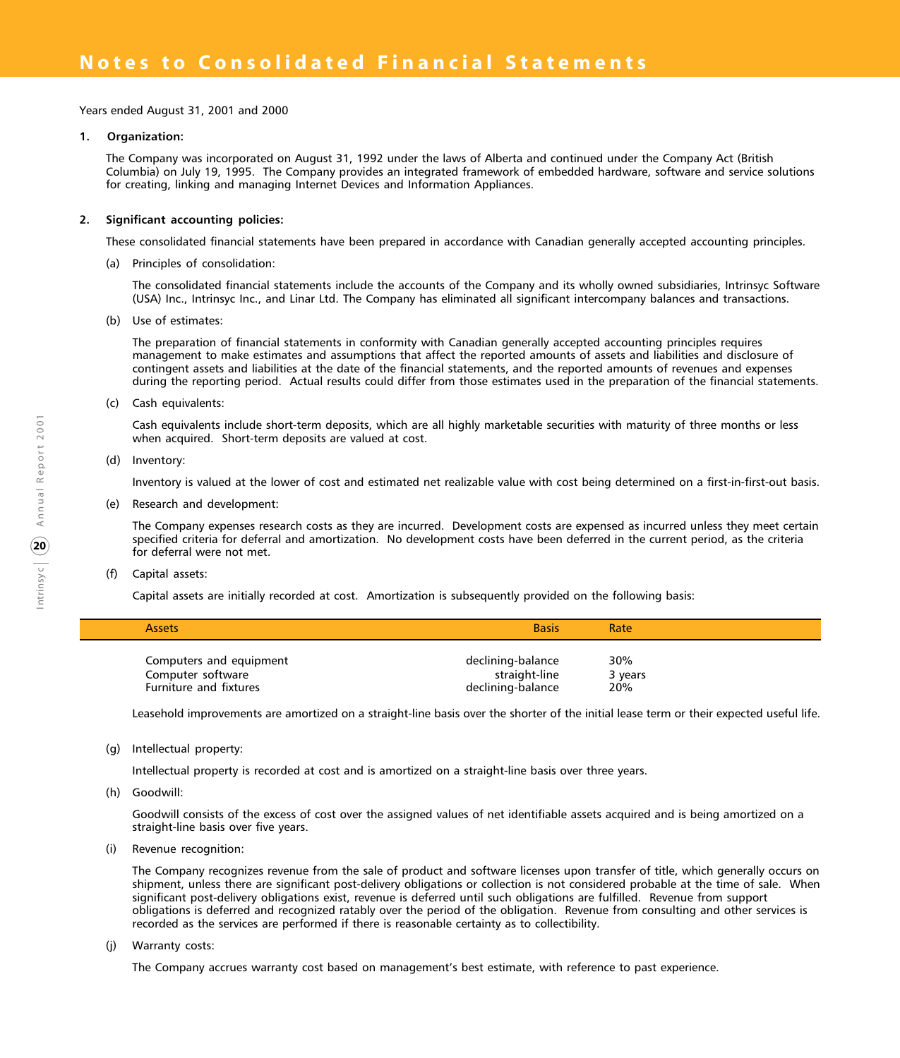# Notes to Consolidated Financial Statements

Years ended August 31, 2001 and 2000

**1. Organization:**

The Company was incorporated on August 31, 1992 under the laws of Alberta and continued under the Company Act (British Columbia) on July 19, 1995. The Company provides an integrated framework of embedded hardware, software and service solutions for creating, linking and managing Internet Devices and Information Appliances.

**2. Significant accounting policies:**

These consolidated financial statements have been prepared in accordance with Canadian generally accepted accounting principles.

(a) Principles of consolidation:

The consolidated financial statements include the accounts of the Company and its wholly owned subsidiaries, Intrinsyc Software (USA) Inc., Intrinsyc Inc., and Linar Ltd. The Company has eliminated all significant intercompany balances and transactions.

(b) Use of estimates:

The preparation of financial statements in conformity with Canadian generally accepted accounting principles requires management to make estimates and assumptions that affect the reported amounts of assets and liabilities and disclosure of contingent assets and liabilities at the date of the financial statements, and the reported amounts of revenues and expenses during the reporting period. Actual results could differ from those estimates used in the preparation of the financial statements.

(c) Cash equivalents:

Cash equivalents include short-term deposits, which are all highly marketable securities with maturity of three months or less when acquired. Short-term deposits are valued at cost.

(d) Inventory:

Inventory is valued at the lower of cost and estimated net realizable value with cost being determined on a first-in-first-out basis.

(e) Research and development:

The Company expenses research costs as they are incurred. Development costs are expensed as incurred unless they meet certain specified criteria for deferral and amortization. No development costs have been deferred in the current period, as the criteria for deferral were not met.

(f) Capital assets:

Capital assets are initially recorded at cost. Amortization is subsequently provided on the following basis:

| Assets | Basis | Rate |
|---|---|---|
| Computers and equipment | declining-balance | 30% |
| Computer software | straight-line | 3 years |
| Furniture and fixtures | declining-balance | 20% |

Leasehold improvements are amortized on a straight-line basis over the shorter of the initial lease term or their expected useful life.

(g) Intellectual property:

Intellectual property is recorded at cost and is amortized on a straight-line basis over three years.

(h) Goodwill:

Goodwill consists of the excess of cost over the assigned values of net identifiable assets acquired and is being amortized on a straight-line basis over five years.

(i) Revenue recognition:

The Company recognizes revenue from the sale of product and software licenses upon transfer of title, which generally occurs on shipment, unless there are significant post-delivery obligations or collection is not considered probable at the time of sale. When significant post-delivery obligations exist, revenue is deferred until such obligations are fulfilled. Revenue from support obligations is deferred and recognized ratably over the period of the obligation. Revenue from consulting and other services is recorded as the services are performed if there is reasonable certainty as to collectibility.

(j) Warranty costs:

The Company accrues warranty cost based on management's best estimate, with reference to past experience.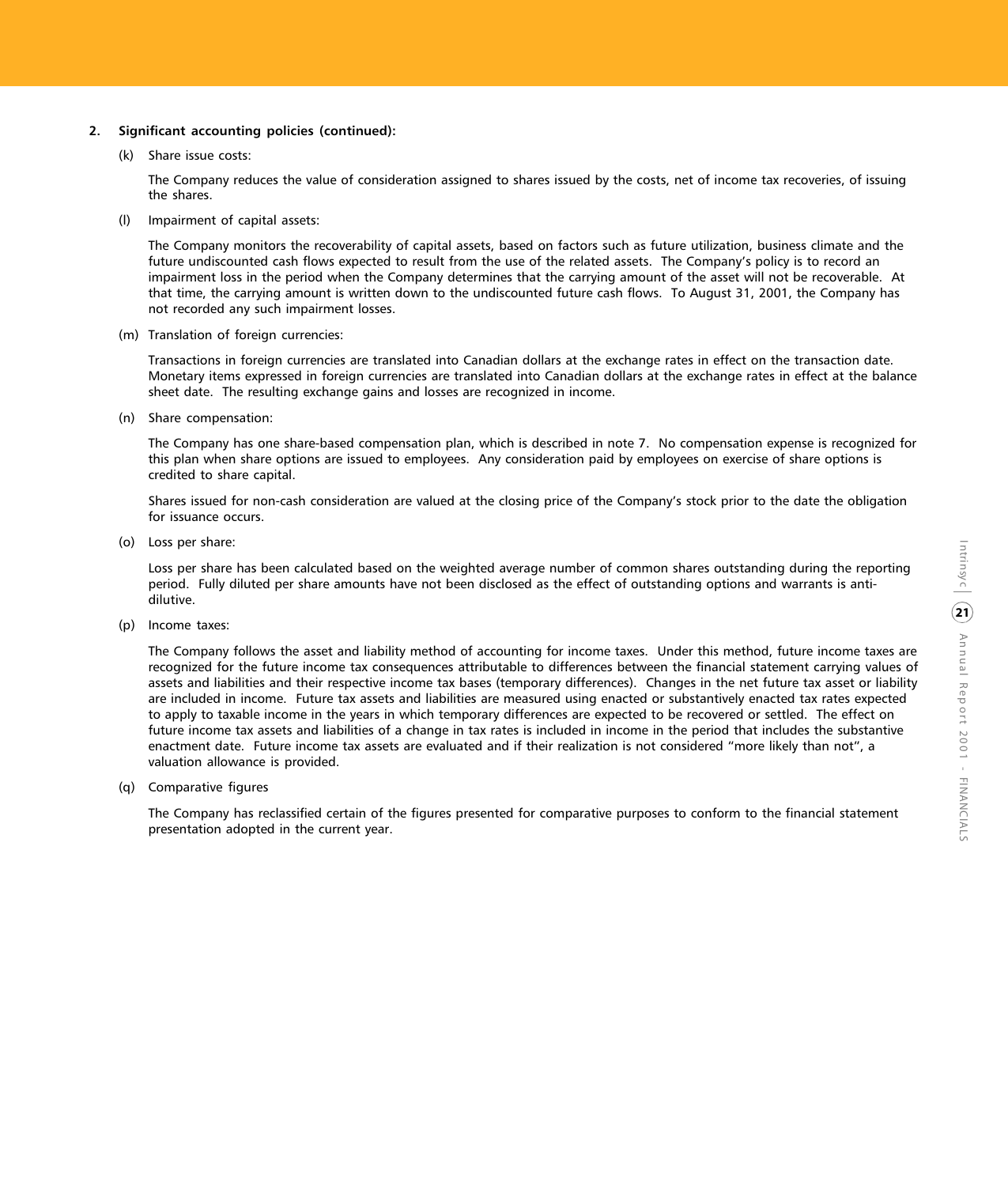## 2. Significant accounting policies (continued):

(k) Share issue costs:

The Company reduces the value of consideration assigned to shares issued by the costs, net of income tax recoveries, of issuing the shares.

(l) Impairment of capital assets:

The Company monitors the recoverability of capital assets, based on factors such as future utilization, business climate and the future undiscounted cash flows expected to result from the use of the related assets. The Company's policy is to record an impairment loss in the period when the Company determines that the carrying amount of the asset will not be recoverable. At that time, the carrying amount is written down to the undiscounted future cash flows. To August 31, 2001, the Company has not recorded any such impairment losses.

(m) Translation of foreign currencies:

Transactions in foreign currencies are translated into Canadian dollars at the exchange rates in effect on the transaction date. Monetary items expressed in foreign currencies are translated into Canadian dollars at the exchange rates in effect at the balance sheet date. The resulting exchange gains and losses are recognized in income.

(n) Share compensation:

The Company has one share-based compensation plan, which is described in note 7. No compensation expense is recognized for this plan when share options are issued to employees. Any consideration paid by employees on exercise of share options is credited to share capital.

Shares issued for non-cash consideration are valued at the closing price of the Company's stock prior to the date the obligation for issuance occurs.

(o) Loss per share:

Loss per share has been calculated based on the weighted average number of common shares outstanding during the reporting period. Fully diluted per share amounts have not been disclosed as the effect of outstanding options and warrants is anti-dilutive.

(p) Income taxes:

The Company follows the asset and liability method of accounting for income taxes. Under this method, future income taxes are recognized for the future income tax consequences attributable to differences between the financial statement carrying values of assets and liabilities and their respective income tax bases (temporary differences). Changes in the net future tax asset or liability are included in income. Future tax assets and liabilities are measured using enacted or substantively enacted tax rates expected to apply to taxable income in the years in which temporary differences are expected to be recovered or settled. The effect on future income tax assets and liabilities of a change in tax rates is included in income in the period that includes the substantive enactment date. Future income tax assets are evaluated and if their realization is not considered "more likely than not", a valuation allowance is provided.

(q) Comparative figures

The Company has reclassified certain of the figures presented for comparative purposes to conform to the financial statement presentation adopted in the current year.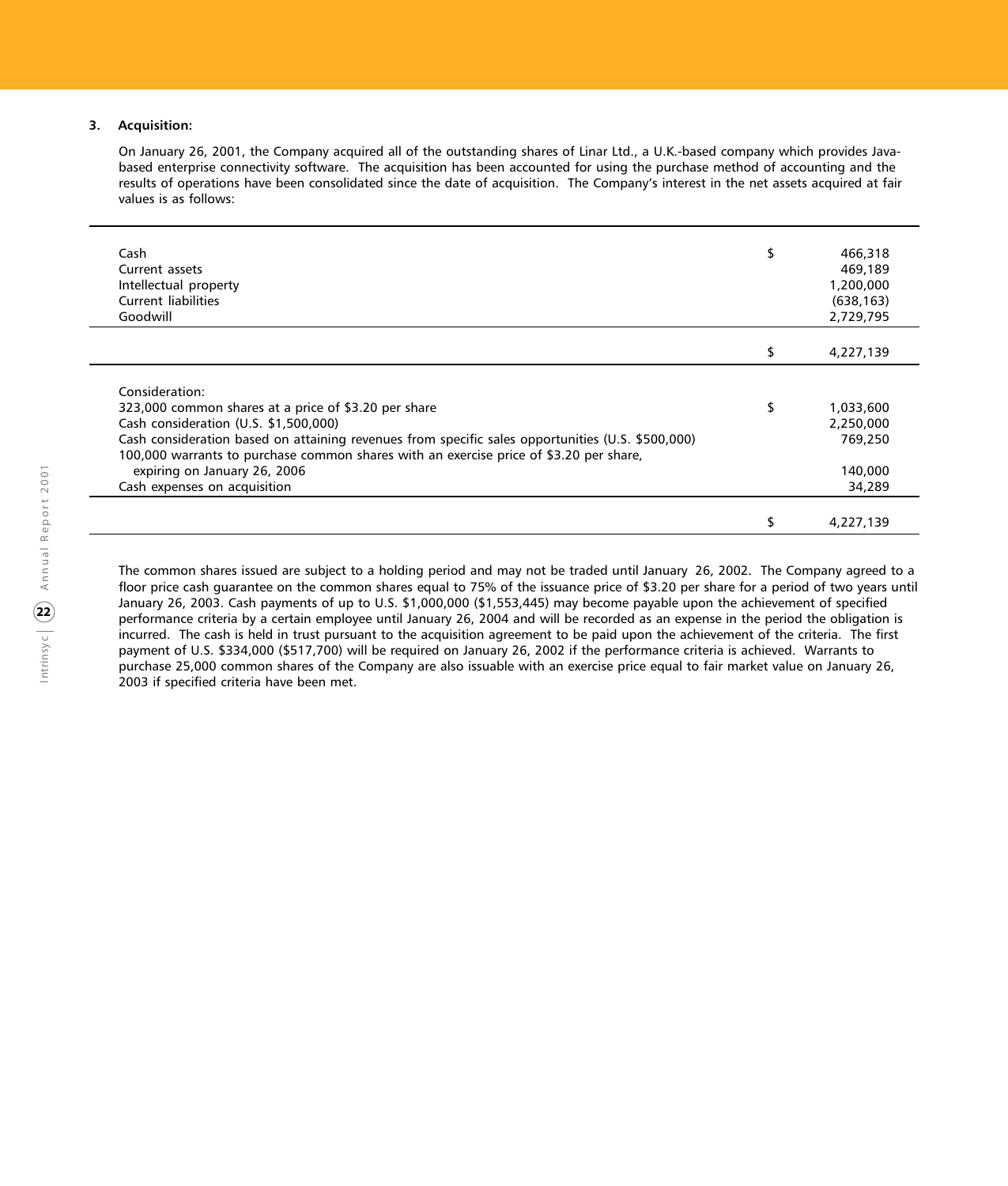### 3. Acquisition:

On January 26, 2001, the Company acquired all of the outstanding shares of Linar Ltd., a U.K.-based company which provides Java-based enterprise connectivity software. The acquisition has been accounted for using the purchase method of accounting and the results of operations have been consolidated since the date of acquisition. The Company's interest in the net assets acquired at fair values is as follows:

| | | |
|---|---|---|
| Cash | $ | 466,318 |
| Current assets | | 469,189 |
| Intellectual property | | 1,200,000 |
| Current liabilities | | (638,163) |
| Goodwill | | 2,729,795 |
| | $ | 4,227,139 |
| Consideration: | | |
| 323,000 common shares at a price of $3.20 per share | $ | 1,033,600 |
| Cash consideration (U.S. $1,500,000) | | 2,250,000 |
| Cash consideration based on attaining revenues from specific sales opportunities (U.S. $500,000) | | 769,250 |
| 100,000 warrants to purchase common shares with an exercise price of $3.20 per share, expiring on January 26, 2006 | | 140,000 |
| Cash expenses on acquisition | | 34,289 |
| | $ | 4,227,139 |

The common shares issued are subject to a holding period and may not be traded until January 26, 2002. The Company agreed to a floor price cash guarantee on the common shares equal to 75% of the issuance price of $3.20 per share for a period of two years until January 26, 2003. Cash payments of up to U.S. $1,000,000 ($1,553,445) may become payable upon the achievement of specified performance criteria by a certain employee until January 26, 2004 and will be recorded as an expense in the period the obligation is incurred. The cash is held in trust pursuant to the acquisition agreement to be paid upon the achievement of the criteria. The first payment of U.S. $334,000 ($517,700) will be required on January 26, 2002 if the performance criteria is achieved. Warrants to purchase 25,000 common shares of the Company are also issuable with an exercise price equal to fair market value on January 26, 2003 if specified criteria have been met.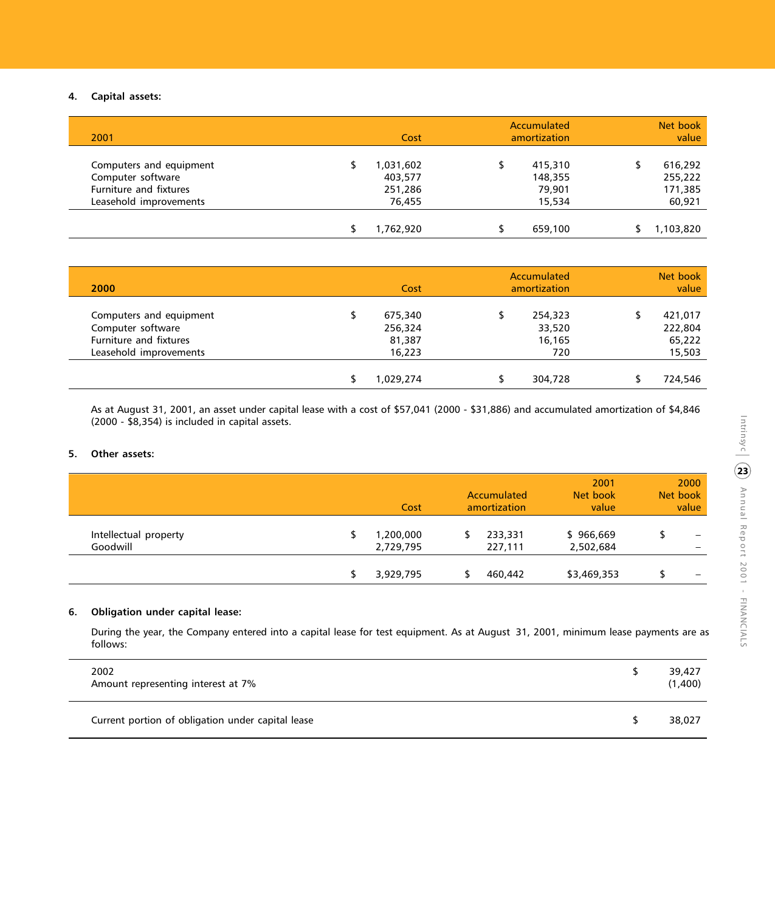**4. Capital assets:**

| 2001 | Cost | Accumulated amortization | Net book value |
|---|---|---|---|
| Computers and equipment | $ 1,031,602 | $ 415,310 | $ 616,292 |
| Computer software | 403,577 | 148,355 | 255,222 |
| Furniture and fixtures | 251,286 | 79,901 | 171,385 |
| Leasehold improvements | 76,455 | 15,534 | 60,921 |
| | $ 1,762,920 | $ 659,100 | $ 1,103,820 |

| 2000 | Cost | Accumulated amortization | Net book value |
|---|---|---|---|
| Computers and equipment | $ 675,340 | $ 254,323 | $ 421,017 |
| Computer software | 256,324 | 33,520 | 222,804 |
| Furniture and fixtures | 81,387 | 16,165 | 65,222 |
| Leasehold improvements | 16,223 | 720 | 15,503 |
| | $ 1,029,274 | $ 304,728 | $ 724,546 |

As at August 31, 2001, an asset under capital lease with a cost of $57,041 (2000 - $31,886) and accumulated amortization of $4,846 (2000 - $8,354) is included in capital assets.

**5. Other assets:**

| | Cost | Accumulated amortization | 2001 Net book value | 2000 Net book value |
|---|---|---|---|---|
| Intellectual property | $ 1,200,000 | $ 233,331 | $ 966,669 | $ – |
| Goodwill | 2,729,795 | 227,111 | 2,502,684 | – |
| | $ 3,929,795 | $ 460,442 | $3,469,353 | $ – |

**6. Obligation under capital lease:**

During the year, the Company entered into a capital lease for test equipment. As at August 31, 2001, minimum lease payments are as follows:

| | |
|---|---|
| 2002 | $ 39,427 |
| Amount representing interest at 7% | (1,400) |
| Current portion of obligation under capital lease | $ 38,027 |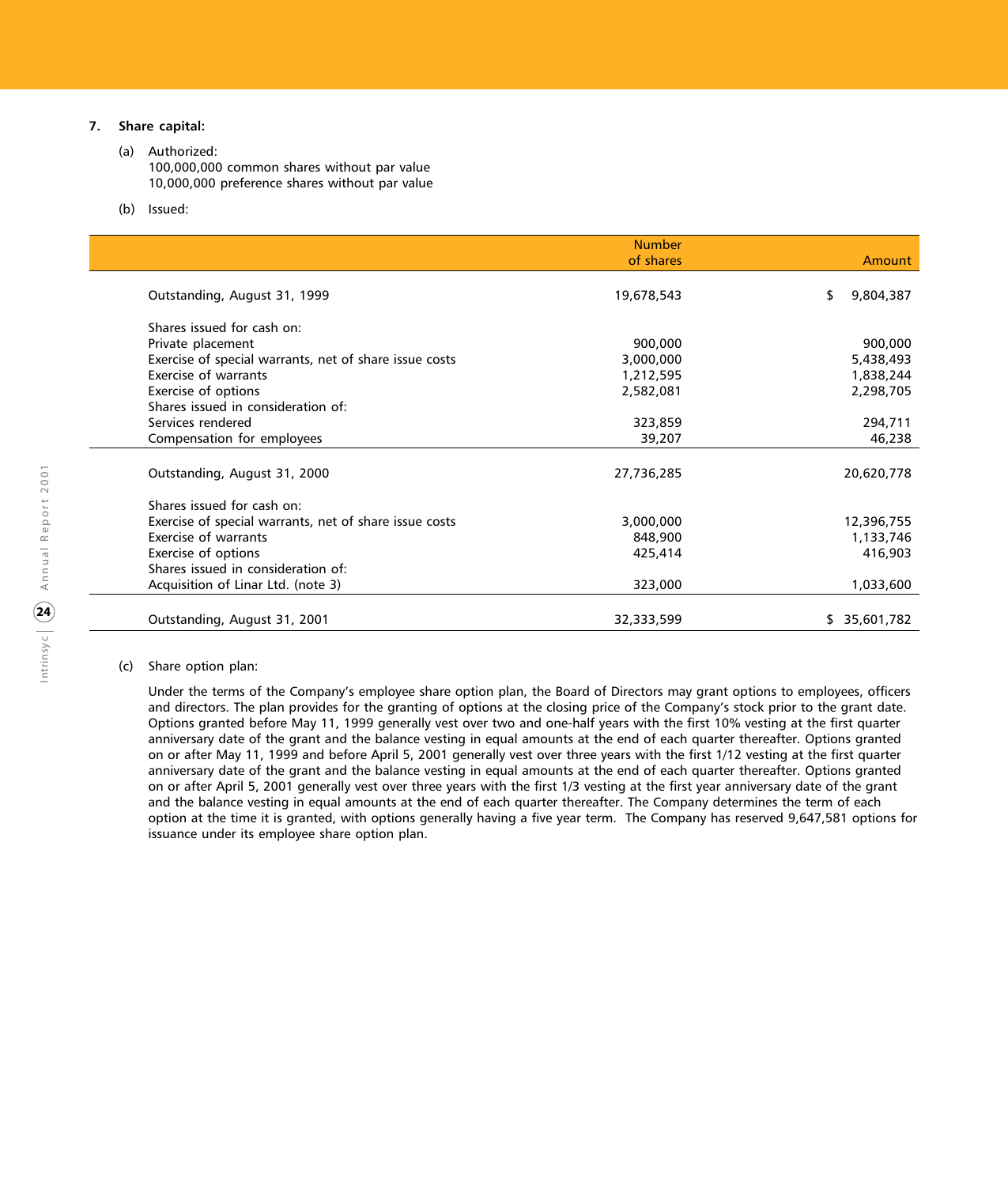7. **Share capital:**

(a) Authorized:
100,000,000 common shares without par value
10,000,000 preference shares without par value

(b) Issued:

| | Number of shares | Amount |
|---|---|---|
| Outstanding, August 31, 1999 | 19,678,543 | $ 9,804,387 |
| Shares issued for cash on: | | |
| Private placement | 900,000 | 900,000 |
| Exercise of special warrants, net of share issue costs | 3,000,000 | 5,438,493 |
| Exercise of warrants | 1,212,595 | 1,838,244 |
| Exercise of options | 2,582,081 | 2,298,705 |
| Shares issued in consideration of: | | |
| Services rendered | 323,859 | 294,711 |
| Compensation for employees | 39,207 | 46,238 |
| Outstanding, August 31, 2000 | 27,736,285 | 20,620,778 |
| Shares issued for cash on: | | |
| Exercise of special warrants, net of share issue costs | 3,000,000 | 12,396,755 |
| Exercise of warrants | 848,900 | 1,133,746 |
| Exercise of options | 425,414 | 416,903 |
| Shares issued in consideration of: | | |
| Acquisition of Linar Ltd. (note 3) | 323,000 | 1,033,600 |
| Outstanding, August 31, 2001 | 32,333,599 | $ 35,601,782 |

(c) Share option plan:

Under the terms of the Company's employee share option plan, the Board of Directors may grant options to employees, officers and directors. The plan provides for the granting of options at the closing price of the Company's stock prior to the grant date. Options granted before May 11, 1999 generally vest over two and one-half years with the first 10% vesting at the first quarter anniversary date of the grant and the balance vesting in equal amounts at the end of each quarter thereafter. Options granted on or after May 11, 1999 and before April 5, 2001 generally vest over three years with the first 1/12 vesting at the first quarter anniversary date of the grant and the balance vesting in equal amounts at the end of each quarter thereafter. Options granted on or after April 5, 2001 generally vest over three years with the first 1/3 vesting at the first year anniversary date of the grant and the balance vesting in equal amounts at the end of each quarter thereafter. The Company determines the term of each option at the time it is granted, with options generally having a five year term. The Company has reserved 9,647,581 options for issuance under its employee share option plan.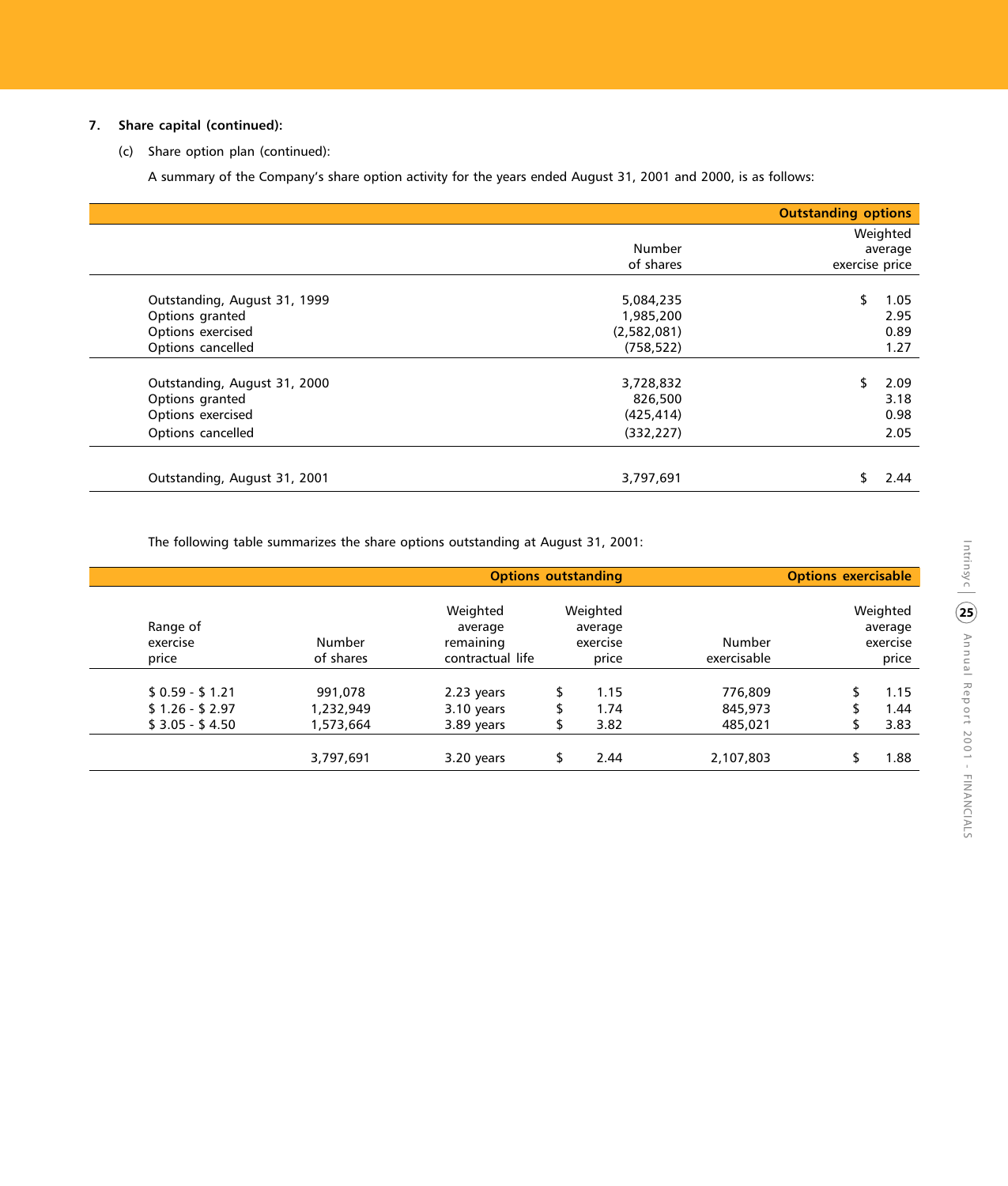**7. Share capital (continued):**

(c) Share option plan (continued):

A summary of the Company's share option activity for the years ended August 31, 2001 and 2000, is as follows:

| | | Outstanding options |
|---|---|---|
| | Number of shares | Weighted average exercise price |
| Outstanding, August 31, 1999 | 5,084,235 | $ 1.05 |
| Options granted | 1,985,200 | 2.95 |
| Options exercised | (2,582,081) | 0.89 |
| Options cancelled | (758,522) | 1.27 |
| Outstanding, August 31, 2000 | 3,728,832 | $ 2.09 |
| Options granted | 826,500 | 3.18 |
| Options exercised | (425,414) | 0.98 |
| Options cancelled | (332,227) | 2.05 |
| Outstanding, August 31, 2001 | 3,797,691 | $ 2.44 |

The following table summarizes the share options outstanding at August 31, 2001:

| | Options outstanding | | | Options exercisable | |
|---|---|---|---|---|---|
| Range of exercise price | Number of shares | Weighted average remaining contractual life | Weighted average exercise price | Number exercisable | Weighted average exercise price |
| $ 0.59 - $ 1.21 | 991,078 | 2.23 years | $ 1.15 | 776,809 | $ 1.15 |
| $ 1.26 - $ 2.97 | 1,232,949 | 3.10 years | $ 1.74 | 845,973 | $ 1.44 |
| $ 3.05 - $ 4.50 | 1,573,664 | 3.89 years | $ 3.82 | 485,021 | $ 3.83 |
| | 3,797,691 | 3.20 years | $ 2.44 | 2,107,803 | $ 1.88 |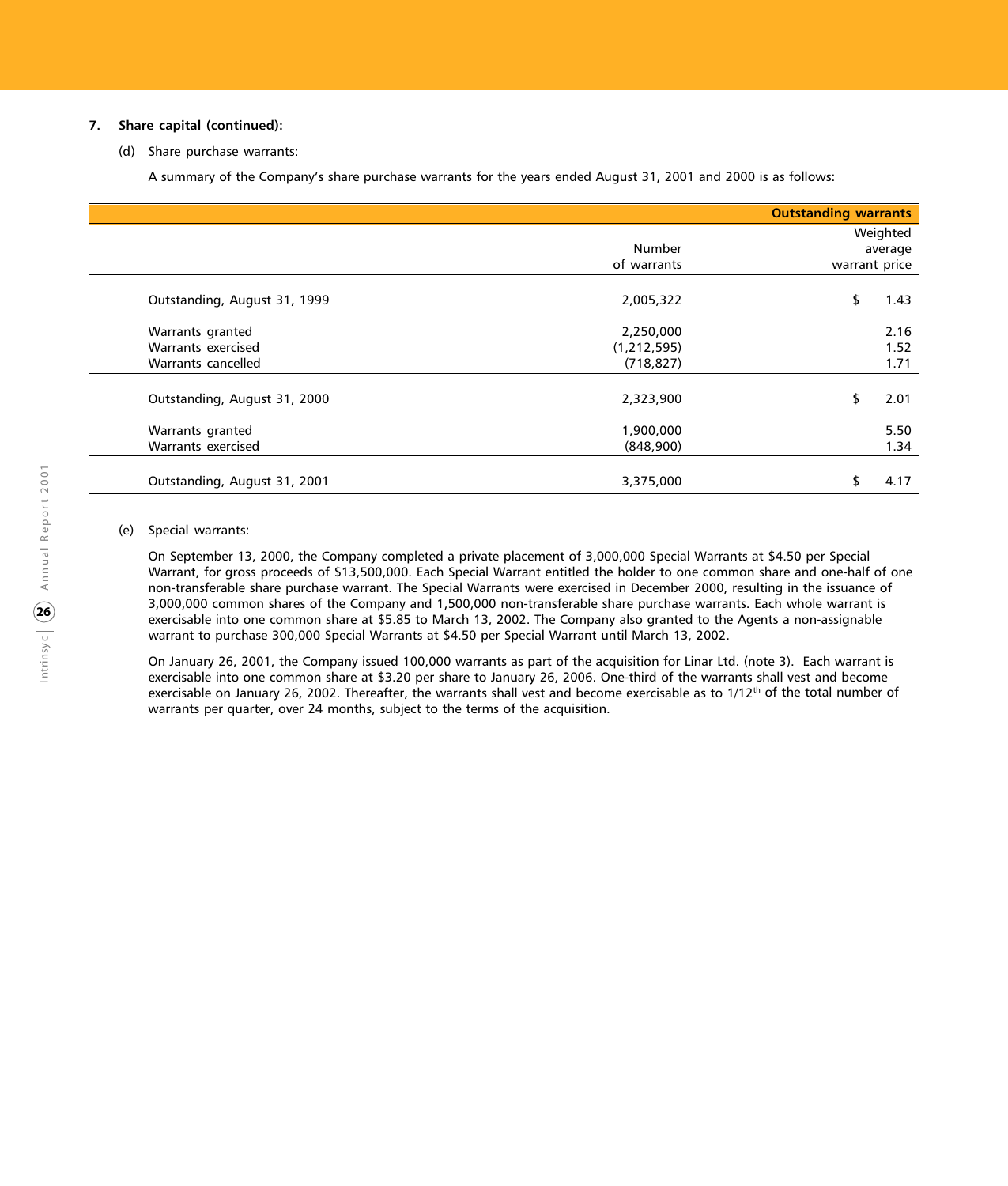### 7. Share capital (continued):

(d) Share purchase warrants:

A summary of the Company's share purchase warrants for the years ended August 31, 2001 and 2000 is as follows:

| | Outstanding warrants | |
|---|---|---|
| | Number of warrants | Weighted average warrant price |
| Outstanding, August 31, 1999 | 2,005,322 | $ 1.43 |
| Warrants granted | 2,250,000 | 2.16 |
| Warrants exercised | (1,212,595) | 1.52 |
| Warrants cancelled | (718,827) | 1.71 |
| Outstanding, August 31, 2000 | 2,323,900 | $ 2.01 |
| Warrants granted | 1,900,000 | 5.50 |
| Warrants exercised | (848,900) | 1.34 |
| Outstanding, August 31, 2001 | 3,375,000 | $ 4.17 |

(e) Special warrants:

On September 13, 2000, the Company completed a private placement of 3,000,000 Special Warrants at $4.50 per Special Warrant, for gross proceeds of $13,500,000. Each Special Warrant entitled the holder to one common share and one-half of one non-transferable share purchase warrant. The Special Warrants were exercised in December 2000, resulting in the issuance of 3,000,000 common shares of the Company and 1,500,000 non-transferable share purchase warrants. Each whole warrant is exercisable into one common share at $5.85 to March 13, 2002. The Company also granted to the Agents a non-assignable warrant to purchase 300,000 Special Warrants at $4.50 per Special Warrant until March 13, 2002.

On January 26, 2001, the Company issued 100,000 warrants as part of the acquisition for Linar Ltd. (note 3). Each warrant is exercisable into one common share at $3.20 per share to January 26, 2006. One-third of the warrants shall vest and become exercisable on January 26, 2002. Thereafter, the warrants shall vest and become exercisable as to 1/12th of the total number of warrants per quarter, over 24 months, subject to the terms of the acquisition.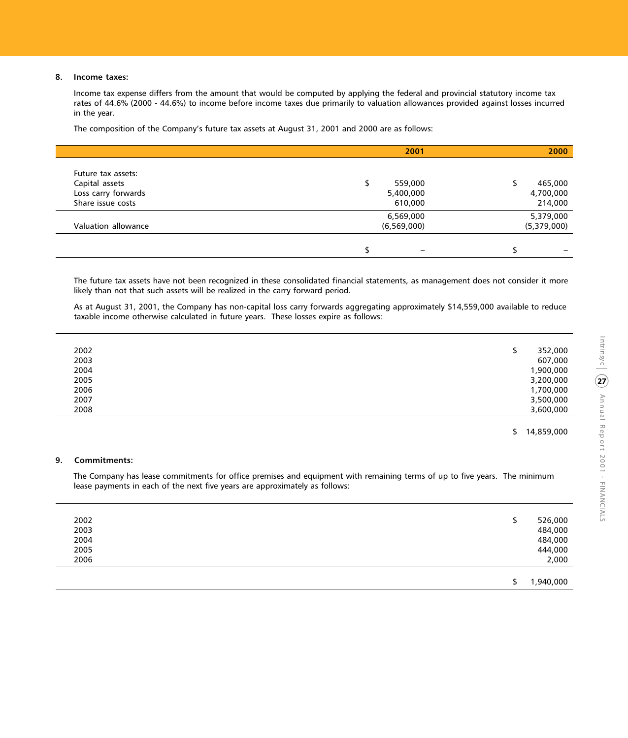**8. Income taxes:**

Income tax expense differs from the amount that would be computed by applying the federal and provincial statutory income tax rates of 44.6% (2000 - 44.6%) to income before income taxes due primarily to valuation allowances provided against losses incurred in the year.

The composition of the Company's future tax assets at August 31, 2001 and 2000 are as follows:

| | 2001 | 2000 |
|---|---|---|
| Future tax assets: | | |
| Capital assets | $ 559,000 | $ 465,000 |
| Loss carry forwards | 5,400,000 | 4,700,000 |
| Share issue costs | 610,000 | 214,000 |
| | 6,569,000 | 5,379,000 |
| Valuation allowance | (6,569,000) | (5,379,000) |
| | $ – | $ – |

The future tax assets have not been recognized in these consolidated financial statements, as management does not consider it more likely than not that such assets will be realized in the carry forward period.

As at August 31, 2001, the Company has non-capital loss carry forwards aggregating approximately $14,559,000 available to reduce taxable income otherwise calculated in future years. These losses expire as follows:

| | |
|---|---|
| 2002 | $ 352,000 |
| 2003 | 607,000 |
| 2004 | 1,900,000 |
| 2005 | 3,200,000 |
| 2006 | 1,700,000 |
| 2007 | 3,500,000 |
| 2008 | 3,600,000 |
| | $ 14,859,000 |

**9. Commitments:**

The Company has lease commitments for office premises and equipment with remaining terms of up to five years. The minimum lease payments in each of the next five years are approximately as follows:

| | |
|---|---|
| 2002 | $ 526,000 |
| 2003 | 484,000 |
| 2004 | 484,000 |
| 2005 | 444,000 |
| 2006 | 2,000 |
| | $ 1,940,000 |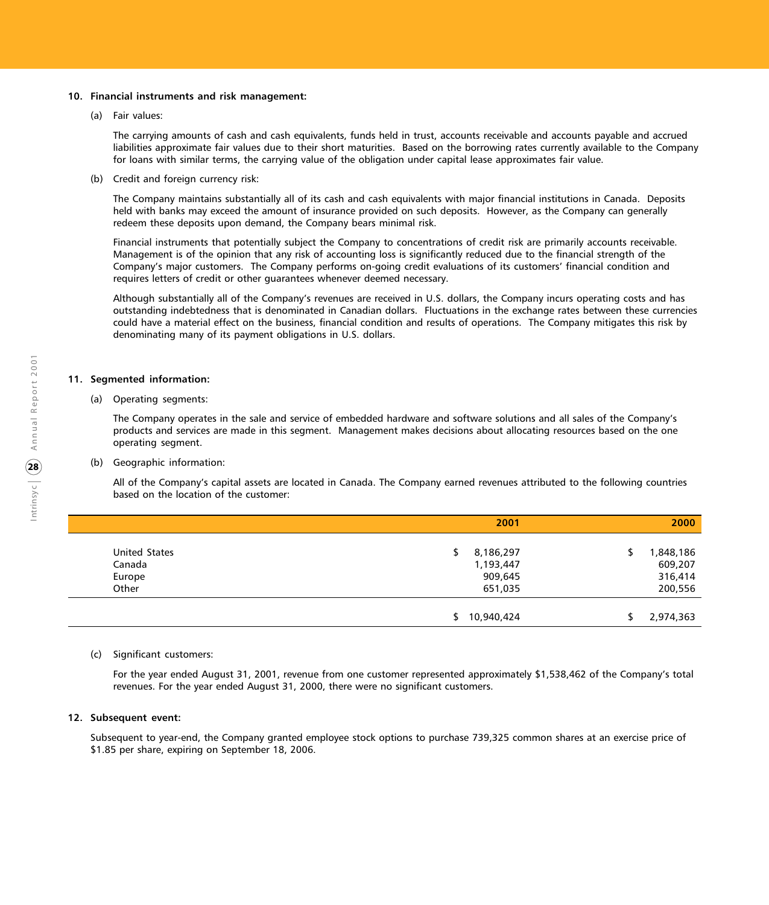**10. Financial instruments and risk management:**

(a) Fair values:

The carrying amounts of cash and cash equivalents, funds held in trust, accounts receivable and accounts payable and accrued liabilities approximate fair values due to their short maturities. Based on the borrowing rates currently available to the Company for loans with similar terms, the carrying value of the obligation under capital lease approximates fair value.

(b) Credit and foreign currency risk:

The Company maintains substantially all of its cash and cash equivalents with major financial institutions in Canada. Deposits held with banks may exceed the amount of insurance provided on such deposits. However, as the Company can generally redeem these deposits upon demand, the Company bears minimal risk.

Financial instruments that potentially subject the Company to concentrations of credit risk are primarily accounts receivable. Management is of the opinion that any risk of accounting loss is significantly reduced due to the financial strength of the Company's major customers. The Company performs on-going credit evaluations of its customers' financial condition and requires letters of credit or other guarantees whenever deemed necessary.

Although substantially all of the Company's revenues are received in U.S. dollars, the Company incurs operating costs and has outstanding indebtedness that is denominated in Canadian dollars. Fluctuations in the exchange rates between these currencies could have a material effect on the business, financial condition and results of operations. The Company mitigates this risk by denominating many of its payment obligations in U.S. dollars.

**11. Segmented information:**

(a) Operating segments:

The Company operates in the sale and service of embedded hardware and software solutions and all sales of the Company's products and services are made in this segment. Management makes decisions about allocating resources based on the one operating segment.

(b) Geographic information:

All of the Company's capital assets are located in Canada. The Company earned revenues attributed to the following countries based on the location of the customer:

| | 2001 | 2000 |
|---|---|---|
| United States | $ 8,186,297 | $ 1,848,186 |
| Canada | 1,193,447 | 609,207 |
| Europe | 909,645 | 316,414 |
| Other | 651,035 | 200,556 |
| | $ 10,940,424 | $ 2,974,363 |

(c) Significant customers:

For the year ended August 31, 2001, revenue from one customer represented approximately $1,538,462 of the Company's total revenues. For the year ended August 31, 2000, there were no significant customers.

**12. Subsequent event:**

Subsequent to year-end, the Company granted employee stock options to purchase 739,325 common shares at an exercise price of $1.85 per share, expiring on September 18, 2006.